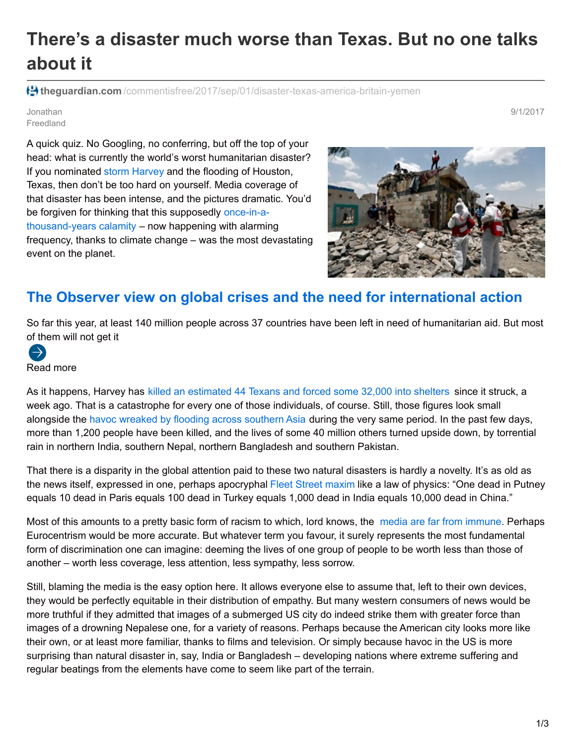# There's a disaster much worse than Texas. But no one talks about it

theguardian.com/commentisfree/2017/sep/01/disaster-texas-america-britain-yemen

Jonathan Freedland

9/1/2017

A quick quiz. No Googling, no conferring, but off the top of your head: what is currently the world's worst humanitarian disaster? If you nominated storm Harvey and the flooding of Houston, Texas, then don't be too hard on yourself. Media coverage of that disaster has been intense, and the pictures dramatic. You'd be forgiven for thinking that this supposedly once-in-a-thousand-years calamity – now happening with alarming frequency, thanks to climate change – was the most devastating event on the planet.

## The Observer view on global crises and the need for international action

So far this year, at least 140 million people across 37 countries have been left in need of humanitarian aid. But most of them will not get it

Read more

As it happens, Harvey has killed an estimated 44 Texans and forced some 32,000 into shelters since it struck, a week ago. That is a catastrophe for every one of those individuals, of course. Still, those figures look small alongside the havoc wreaked by flooding across southern Asia during the very same period. In the past few days, more than 1,200 people have been killed, and the lives of some 40 million others turned upside down, by torrential rain in northern India, southern Nepal, northern Bangladesh and southern Pakistan.

That there is a disparity in the global attention paid to these two natural disasters is hardly a novelty. It's as old as the news itself, expressed in one, perhaps apocryphal Fleet Street maxim like a law of physics: "One dead in Putney equals 10 dead in Paris equals 100 dead in Turkey equals 1,000 dead in India equals 10,000 dead in China."

Most of this amounts to a pretty basic form of racism to which, lord knows, the media are far from immune. Perhaps Eurocentrism would be more accurate. But whatever term you favour, it surely represents the most fundamental form of discrimination one can imagine: deeming the lives of one group of people to be worth less than those of another – worth less coverage, less attention, less sympathy, less sorrow.

Still, blaming the media is the easy option here. It allows everyone else to assume that, left to their own devices, they would be perfectly equitable in their distribution of empathy. But many western consumers of news would be more truthful if they admitted that images of a submerged US city do indeed strike them with greater force than images of a drowning Nepalese one, for a variety of reasons. Perhaps because the American city looks more like their own, or at least more familiar, thanks to films and television. Or simply because havoc in the US is more surprising than natural disaster in, say, India or Bangladesh – developing nations where extreme suffering and regular beatings from the elements have come to seem like part of the terrain.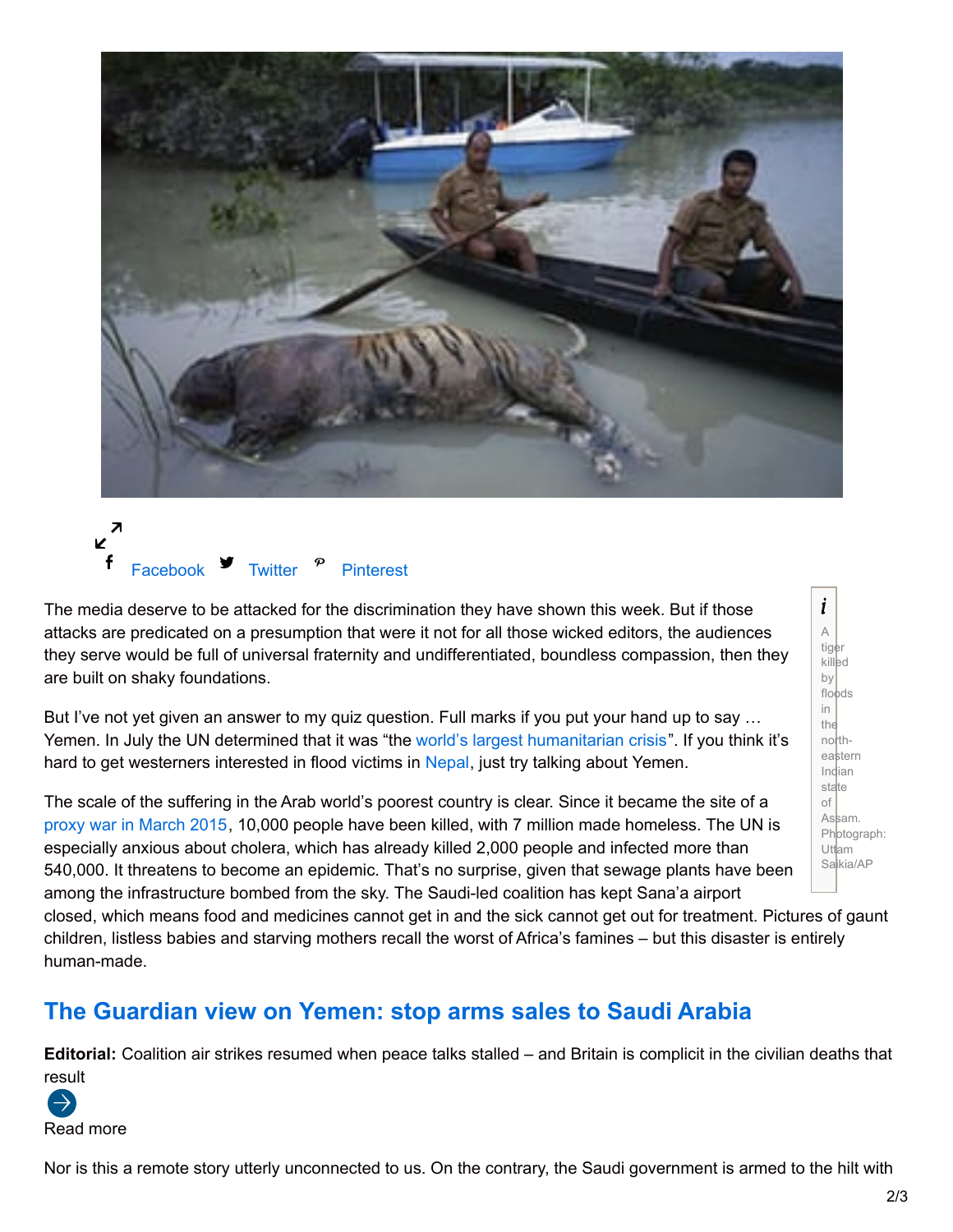Facebook Twitter Pinterest

A tiger killed by floods in the north-eastern Indian state of Assam. Photograph: Uttam Saikia/AP

The media deserve to be attacked for the discrimination they have shown this week. But if those attacks are predicated on a presumption that were it not for all those wicked editors, the audiences they serve would be full of universal fraternity and undifferentiated, boundless compassion, then they are built on shaky foundations.

But I've not yet given an answer to my quiz question. Full marks if you put your hand up to say … Yemen. In July the UN determined that it was "the world's largest humanitarian crisis". If you think it's hard to get westerners interested in flood victims in Nepal, just try talking about Yemen.

The scale of the suffering in the Arab world's poorest country is clear. Since it became the site of a proxy war in March 2015, 10,000 people have been killed, with 7 million made homeless. The UN is especially anxious about cholera, which has already killed 2,000 people and infected more than 540,000. It threatens to become an epidemic. That's no surprise, given that sewage plants have been among the infrastructure bombed from the sky. The Saudi-led coalition has kept Sana'a airport closed, which means food and medicines cannot get in and the sick cannot get out for treatment. Pictures of gaunt children, listless babies and starving mothers recall the worst of Africa's famines – but this disaster is entirely human-made.

## The Guardian view on Yemen: stop arms sales to Saudi Arabia

**Editorial:** Coalition air strikes resumed when peace talks stalled – and Britain is complicit in the civilian deaths that result

Read more

Nor is this a remote story utterly unconnected to us. On the contrary, the Saudi government is armed to the hilt with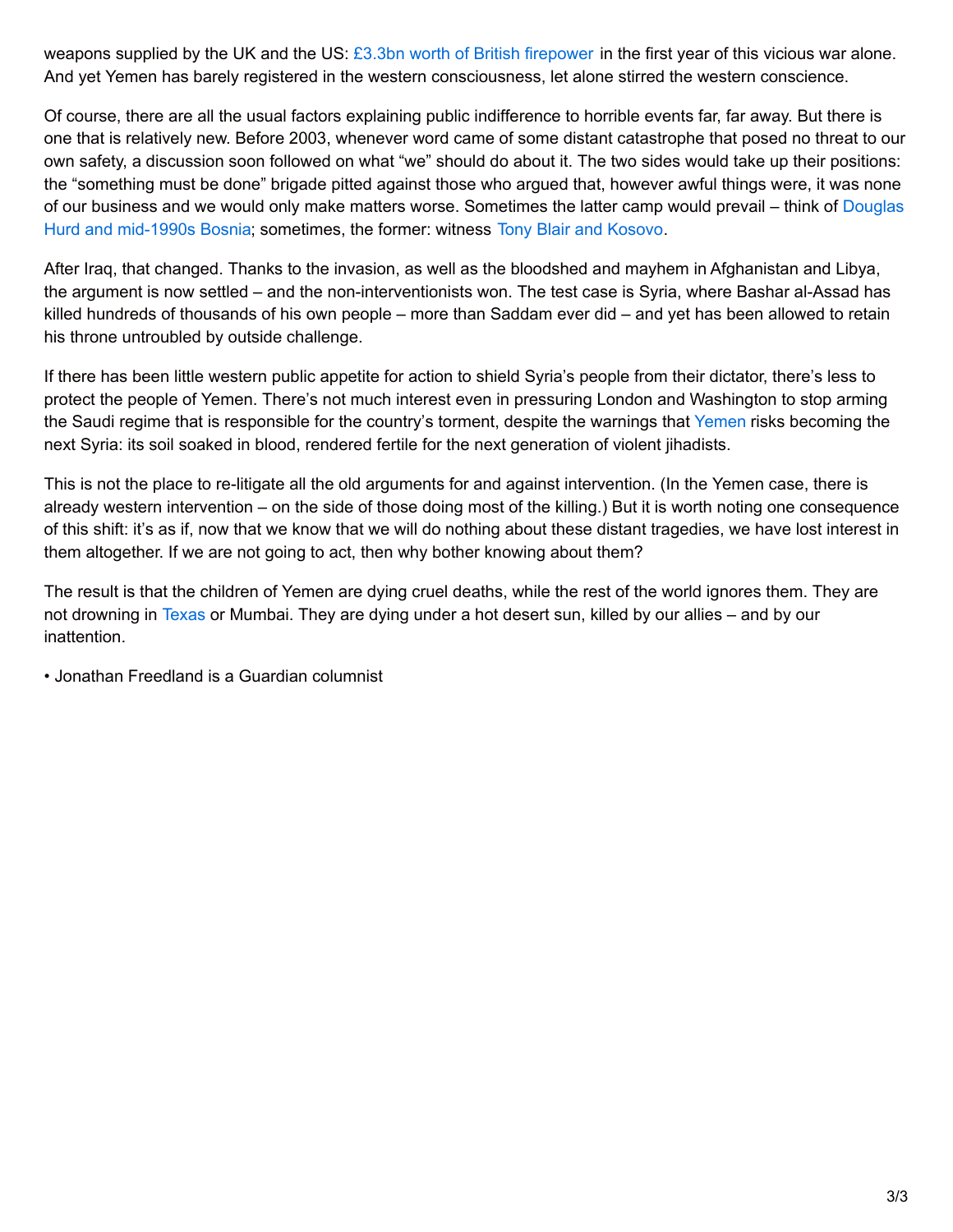weapons supplied by the UK and the US: £3.3bn worth of British firepower in the first year of this vicious war alone. And yet Yemen has barely registered in the western consciousness, let alone stirred the western conscience.

Of course, there are all the usual factors explaining public indifference to horrible events far, far away. But there is one that is relatively new. Before 2003, whenever word came of some distant catastrophe that posed no threat to our own safety, a discussion soon followed on what "we" should do about it. The two sides would take up their positions: the "something must be done" brigade pitted against those who argued that, however awful things were, it was none of our business and we would only make matters worse. Sometimes the latter camp would prevail – think of Douglas Hurd and mid-1990s Bosnia; sometimes, the former: witness Tony Blair and Kosovo.

After Iraq, that changed. Thanks to the invasion, as well as the bloodshed and mayhem in Afghanistan and Libya, the argument is now settled – and the non-interventionists won. The test case is Syria, where Bashar al-Assad has killed hundreds of thousands of his own people – more than Saddam ever did – and yet has been allowed to retain his throne untroubled by outside challenge.

If there has been little western public appetite for action to shield Syria's people from their dictator, there's less to protect the people of Yemen. There's not much interest even in pressuring London and Washington to stop arming the Saudi regime that is responsible for the country's torment, despite the warnings that Yemen risks becoming the next Syria: its soil soaked in blood, rendered fertile for the next generation of violent jihadists.

This is not the place to re-litigate all the old arguments for and against intervention. (In the Yemen case, there is already western intervention – on the side of those doing most of the killing.) But it is worth noting one consequence of this shift: it's as if, now that we know that we will do nothing about these distant tragedies, we have lost interest in them altogether. If we are not going to act, then why bother knowing about them?

The result is that the children of Yemen are dying cruel deaths, while the rest of the world ignores them. They are not drowning in Texas or Mumbai. They are dying under a hot desert sun, killed by our allies – and by our inattention.

• Jonathan Freedland is a Guardian columnist